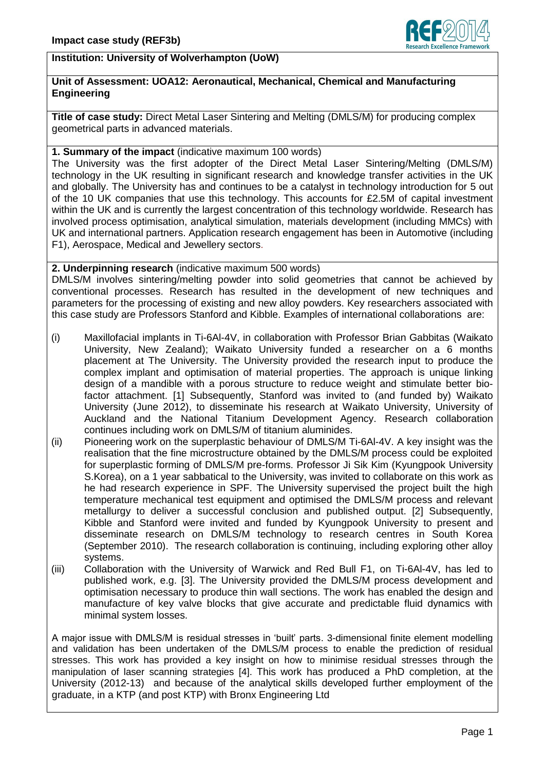**Impact case study (REF3b)**

**Institution: University of Wolverhampton (UoW)**

**Unit of Assessment: UOA12: Aeronautical, Mechanical, Chemical and Manufacturing Engineering**

**Title of case study:** Direct Metal Laser Sintering and Melting (DMLS/M) for producing complex geometrical parts in advanced materials.

**1. Summary of the impact** (indicative maximum 100 words)

The University was the first adopter of the Direct Metal Laser Sintering/Melting (DMLS/M) technology in the UK resulting in significant research and knowledge transfer activities in the UK and globally. The University has and continues to be a catalyst in technology introduction for 5 out of the 10 UK companies that use this technology. This accounts for £2.5M of capital investment within the UK and is currently the largest concentration of this technology worldwide. Research has involved process optimisation, analytical simulation, materials development (including MMCs) with UK and international partners. Application research engagement has been in Automotive (including F1), Aerospace, Medical and Jewellery sectors.

**2. Underpinning research** (indicative maximum 500 words)

DMLS/M involves sintering/melting powder into solid geometries that cannot be achieved by conventional processes. Research has resulted in the development of new techniques and parameters for the processing of existing and new alloy powders. Key researchers associated with this case study are Professors Stanford and Kibble. Examples of international collaborations are:

(i) Maxillofacial implants in Ti-6Al-4V, in collaboration with Professor Brian Gabbitas (Waikato University, New Zealand); Waikato University funded a researcher on a 6 months placement at The University. The University provided the research input to produce the complex implant and optimisation of material properties. The approach is unique linking design of a mandible with a porous structure to reduce weight and stimulate better bio-factor attachment. [1] Subsequently, Stanford was invited to (and funded by) Waikato University (June 2012), to disseminate his research at Waikato University, University of Auckland and the National Titanium Development Agency. Research collaboration continues including work on DMLS/M of titanium aluminides.

(ii) Pioneering work on the superplastic behaviour of DMLS/M Ti-6Al-4V. A key insight was the realisation that the fine microstructure obtained by the DMLS/M process could be exploited for superplastic forming of DMLS/M pre-forms. Professor Ji Sik Kim (Kyungpook University S.Korea), on a 1 year sabbatical to the University, was invited to collaborate on this work as he had research experience in SPF. The University supervised the project built the high temperature mechanical test equipment and optimised the DMLS/M process and relevant metallurgy to deliver a successful conclusion and published output. [2] Subsequently, Kibble and Stanford were invited and funded by Kyungpook University to present and disseminate research on DMLS/M technology to research centres in South Korea (September 2010). The research collaboration is continuing, including exploring other alloy systems.

(iii) Collaboration with the University of Warwick and Red Bull F1, on Ti-6Al-4V, has led to published work, e.g. [3]. The University provided the DMLS/M process development and optimisation necessary to produce thin wall sections. The work has enabled the design and manufacture of key valve blocks that give accurate and predictable fluid dynamics with minimal system losses.

A major issue with DMLS/M is residual stresses in 'built' parts. 3-dimensional finite element modelling and validation has been undertaken of the DMLS/M process to enable the prediction of residual stresses. This work has provided a key insight on how to minimise residual stresses through the manipulation of laser scanning strategies [4]. This work has produced a PhD completion, at the University (2012-13) and because of the analytical skills developed further employment of the graduate, in a KTP (and post KTP) with Bronx Engineering Ltd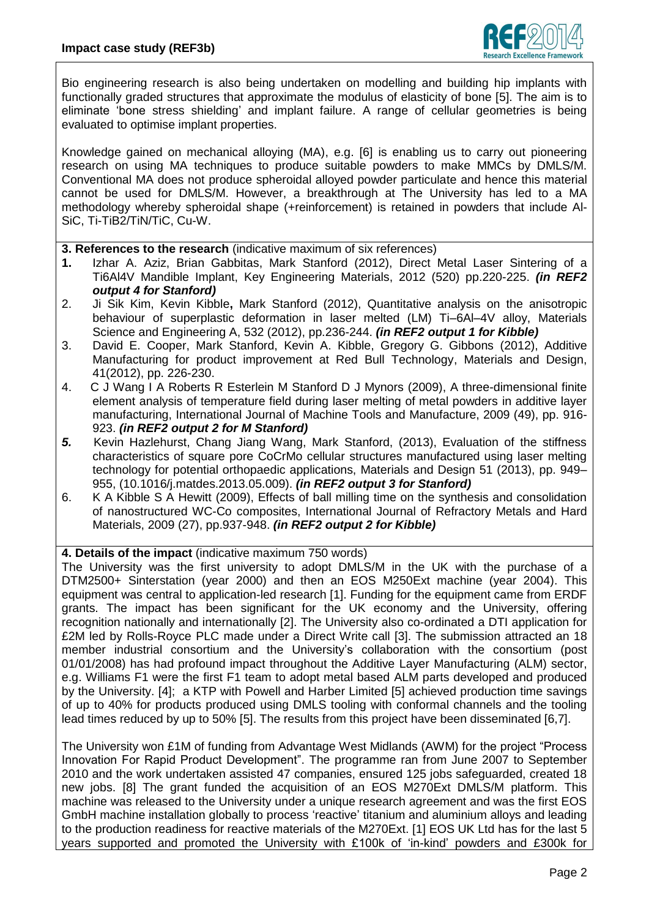Bio engineering research is also being undertaken on modelling and building hip implants with functionally graded structures that approximate the modulus of elasticity of bone [5]. The aim is to eliminate 'bone stress shielding' and implant failure. A range of cellular geometries is being evaluated to optimise implant properties.

Knowledge gained on mechanical alloying (MA), e.g. [6] is enabling us to carry out pioneering research on using MA techniques to produce suitable powders to make MMCs by DMLS/M. Conventional MA does not produce spheroidal alloyed powder particulate and hence this material cannot be used for DMLS/M. However, a breakthrough at The University has led to a MA methodology whereby spheroidal shape (+reinforcement) is retained in powders that include Al-SiC, Ti-$TiB_2$/TiN/TiC, Cu-W.

**3. References to the research** (indicative maximum of six references)

1. Izhar A. Aziz, Brian Gabbitas, Mark Stanford (2012), Direct Metal Laser Sintering of a Ti6Al4V Mandible Implant, Key Engineering Materials, 2012 (520) pp.220-225. ***(in REF2 output 4 for Stanford)***
2. Ji Sik Kim, Kevin Kibble**,** Mark Stanford (2012), Quantitative analysis on the anisotropic behaviour of superplastic deformation in laser melted (LM) Ti–6Al–4V alloy, Materials Science and Engineering A, 532 (2012), pp.236-244. ***(in REF2 output 1 for Kibble)***
3. David E. Cooper, Mark Stanford, Kevin A. Kibble, Gregory G. Gibbons (2012), Additive Manufacturing for product improvement at Red Bull Technology, Materials and Design, 41(2012), pp. 226-230.
4. C J Wang I A Roberts R Esterlein M Stanford D J Mynors (2009), A three-dimensional finite element analysis of temperature field during laser melting of metal powders in additive layer manufacturing, International Journal of Machine Tools and Manufacture, 2009 (49), pp. 916-923. ***(in REF2 output 2 for M Stanford)***
5. Kevin Hazlehurst, Chang Jiang Wang, Mark Stanford, (2013), Evaluation of the stiffness characteristics of square pore CoCrMo cellular structures manufactured using laser melting technology for potential orthopaedic applications, Materials and Design 51 (2013), pp. 949–955, (10.1016/j.matdes.2013.05.009). ***(in REF2 output 3 for Stanford)***
6. K A Kibble S A Hewitt (2009), Effects of ball milling time on the synthesis and consolidation of nanostructured WC-Co composites, International Journal of Refractory Metals and Hard Materials, 2009 (27), pp.937-948. ***(in REF2 output 2 for Kibble)***

**4. Details of the impact** (indicative maximum 750 words)

The University was the first university to adopt DMLS/M in the UK with the purchase of a DTM2500+ Sinterstation (year 2000) and then an EOS M250Ext machine (year 2004). This equipment was central to application-led research [1]. Funding for the equipment came from ERDF grants. The impact has been significant for the UK economy and the University, offering recognition nationally and internationally [2]. The University also co-ordinated a DTI application for £2M led by Rolls-Royce PLC made under a Direct Write call [3]. The submission attracted an 18 member industrial consortium and the University's collaboration with the consortium (post 01/01/2008) has had profound impact throughout the Additive Layer Manufacturing (ALM) sector, e.g. Williams F1 were the first F1 team to adopt metal based ALM parts developed and produced by the University. [4]; a KTP with Powell and Harber Limited [5] achieved production time savings of up to 40% for products produced using DMLS tooling with conformal channels and the tooling lead times reduced by up to 50% [5]. The results from this project have been disseminated [6,7].

The University won £1M of funding from Advantage West Midlands (AWM) for the project "Process Innovation For Rapid Product Development". The programme ran from June 2007 to September 2010 and the work undertaken assisted 47 companies, ensured 125 jobs safeguarded, created 18 new jobs. [8] The grant funded the acquisition of an EOS M270Ext DMLS/M platform. This machine was released to the University under a unique research agreement and was the first EOS GmbH machine installation globally to process 'reactive' titanium and aluminium alloys and leading to the production readiness for reactive materials of the M270Ext. [1] EOS UK Ltd has for the last 5 years supported and promoted the University with £100k of 'in-kind' powders and £300k for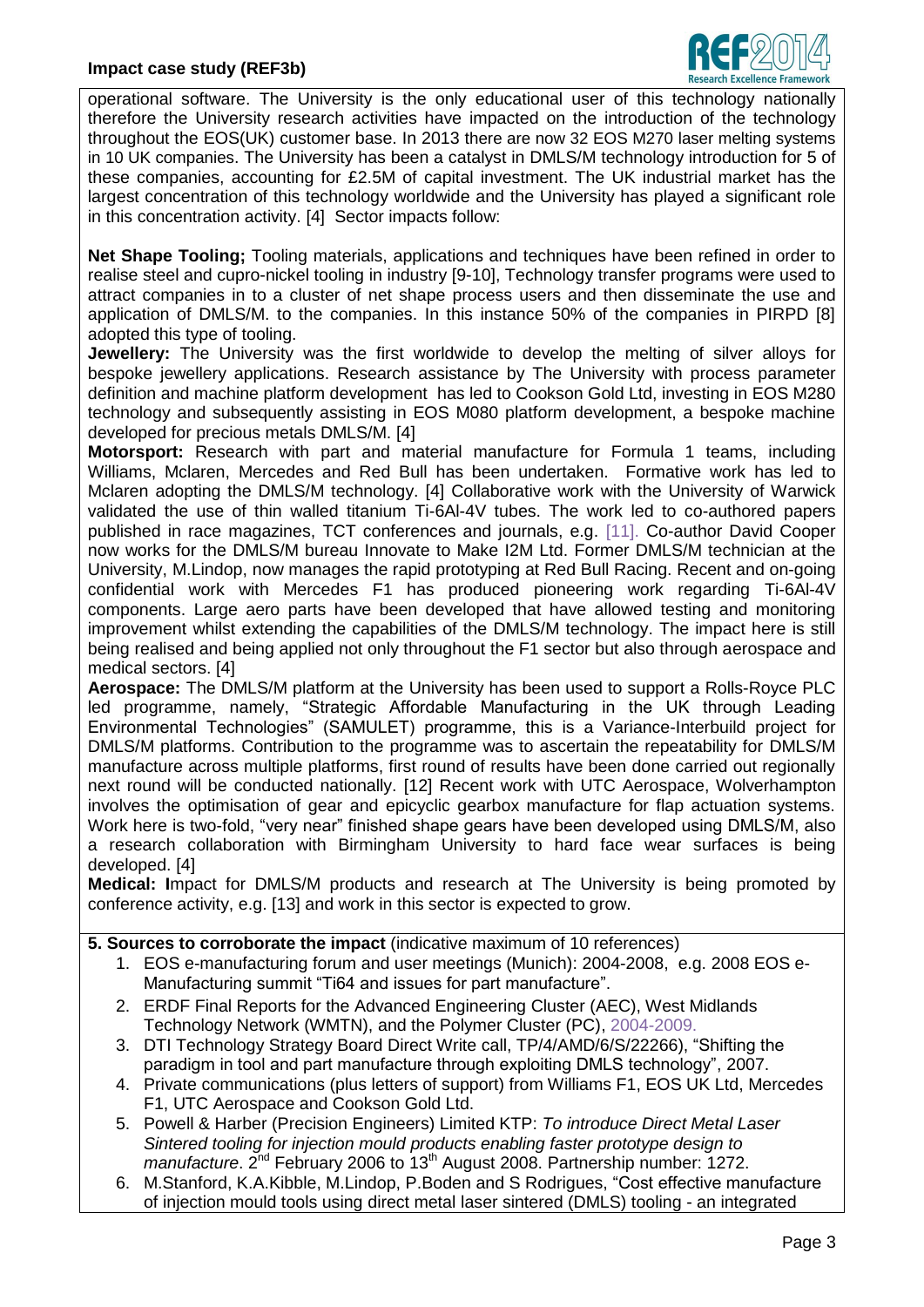operational software. The University is the only educational user of this technology nationally therefore the University research activities have impacted on the introduction of the technology throughout the EOS(UK) customer base. In 2013 there are now 32 EOS M270 laser melting systems in 10 UK companies. The University has been a catalyst in DMLS/M technology introduction for 5 of these companies, accounting for £2.5M of capital investment. The UK industrial market has the largest concentration of this technology worldwide and the University has played a significant role in this concentration activity. [4] Sector impacts follow:

**Net Shape Tooling;** Tooling materials, applications and techniques have been refined in order to realise steel and cupro-nickel tooling in industry [9-10], Technology transfer programs were used to attract companies in to a cluster of net shape process users and then disseminate the use and application of DMLS/M. to the companies. In this instance 50% of the companies in PIRPD [8] adopted this type of tooling.

**Jewellery:** The University was the first worldwide to develop the melting of silver alloys for bespoke jewellery applications. Research assistance by The University with process parameter definition and machine platform development has led to Cookson Gold Ltd, investing in EOS M280 technology and subsequently assisting in EOS M080 platform development, a bespoke machine developed for precious metals DMLS/M. [4]

**Motorsport:** Research with part and material manufacture for Formula 1 teams, including Williams, Mclaren, Mercedes and Red Bull has been undertaken. Formative work has led to Mclaren adopting the DMLS/M technology. [4] Collaborative work with the University of Warwick validated the use of thin walled titanium Ti-6Al-4V tubes. The work led to co-authored papers published in race magazines, TCT conferences and journals, e.g. [11]. Co-author David Cooper now works for the DMLS/M bureau Innovate to Make I2M Ltd. Former DMLS/M technician at the University, M.Lindop, now manages the rapid prototyping at Red Bull Racing. Recent and on-going confidential work with Mercedes F1 has produced pioneering work regarding Ti-6Al-4V components. Large aero parts have been developed that have allowed testing and monitoring improvement whilst extending the capabilities of the DMLS/M technology. The impact here is still being realised and being applied not only throughout the F1 sector but also through aerospace and medical sectors. [4]

**Aerospace:** The DMLS/M platform at the University has been used to support a Rolls-Royce PLC led programme, namely, "Strategic Affordable Manufacturing in the UK through Leading Environmental Technologies" (SAMULET) programme, this is a Variance-Interbuild project for DMLS/M platforms. Contribution to the programme was to ascertain the repeatability for DMLS/M manufacture across multiple platforms, first round of results have been done carried out regionally next round will be conducted nationally. [12] Recent work with UTC Aerospace, Wolverhampton involves the optimisation of gear and epicyclic gearbox manufacture for flap actuation systems. Work here is two-fold, "very near" finished shape gears have been developed using DMLS/M, also a research collaboration with Birmingham University to hard face wear surfaces is being developed. [4]

**Medical: I**mpact for DMLS/M products and research at The University is being promoted by conference activity, e.g. [13] and work in this sector is expected to grow.

**5. Sources to corroborate the impact** (indicative maximum of 10 references)

1. EOS e-manufacturing forum and user meetings (Munich): 2004-2008, e.g. 2008 EOS e-Manufacturing summit "Ti64 and issues for part manufacture".
2. ERDF Final Reports for the Advanced Engineering Cluster (AEC), West Midlands Technology Network (WMTN), and the Polymer Cluster (PC), 2004-2009.
3. DTI Technology Strategy Board Direct Write call, TP/4/AMD/6/S/22266), "Shifting the paradigm in tool and part manufacture through exploiting DMLS technology", 2007.
4. Private communications (plus letters of support) from Williams F1, EOS UK Ltd, Mercedes F1, UTC Aerospace and Cookson Gold Ltd.
5. Powell & Harber (Precision Engineers) Limited KTP: *To introduce Direct Metal Laser Sintered tooling for injection mould products enabling faster prototype design to manufacture*. 2nd February 2006 to 13th August 2008. Partnership number: 1272.
6. M.Stanford, K.A.Kibble, M.Lindop, P.Boden and S Rodrigues, "Cost effective manufacture of injection mould tools using direct metal laser sintered (DMLS) tooling - an integrated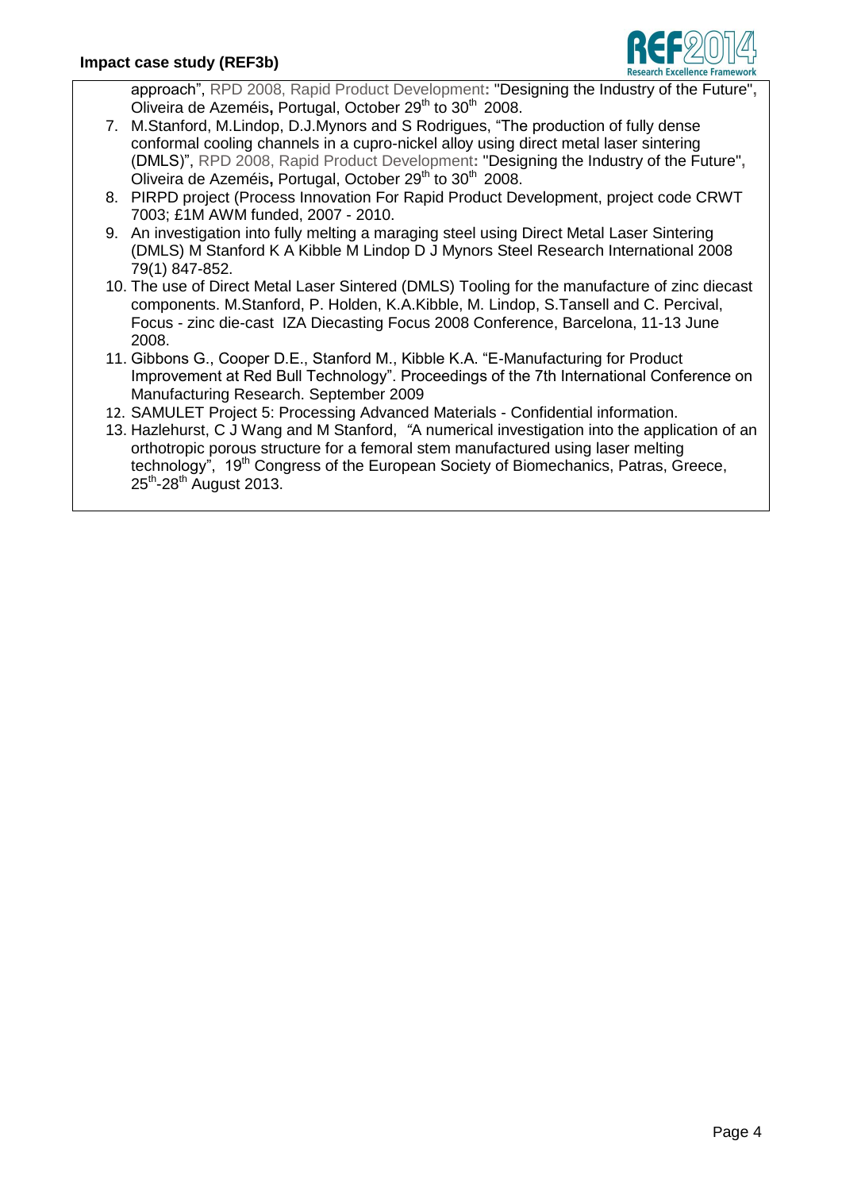approach", RPD 2008, Rapid Product Development: "Designing the Industry of the Future", Oliveira de Azeméis, Portugal, October 29th to 30th 2008.

7. M.Stanford, M.Lindop, D.J.Mynors and S Rodrigues, "The production of fully dense conformal cooling channels in a cupro-nickel alloy using direct metal laser sintering (DMLS)", RPD 2008, Rapid Product Development: "Designing the Industry of the Future", Oliveira de Azeméis, Portugal, October 29th to 30th 2008.
8. PIRPD project (Process Innovation For Rapid Product Development, project code CRWT 7003; £1M AWM funded, 2007 - 2010.
9. An investigation into fully melting a maraging steel using Direct Metal Laser Sintering (DMLS) M Stanford K A Kibble M Lindop D J Mynors Steel Research International 2008 79(1) 847-852.
10. The use of Direct Metal Laser Sintered (DMLS) Tooling for the manufacture of zinc diecast components. M.Stanford, P. Holden, K.A.Kibble, M. Lindop, S.Tansell and C. Percival, Focus - zinc die-cast IZA Diecasting Focus 2008 Conference, Barcelona, 11-13 June 2008.
11. Gibbons G., Cooper D.E., Stanford M., Kibble K.A. "E-Manufacturing for Product Improvement at Red Bull Technology". Proceedings of the 7th International Conference on Manufacturing Research. September 2009
12. SAMULET Project 5: Processing Advanced Materials - Confidential information.
13. Hazlehurst, C J Wang and M Stanford, "A numerical investigation into the application of an orthotropic porous structure for a femoral stem manufactured using laser melting technology", 19th Congress of the European Society of Biomechanics, Patras, Greece, 25th-28th August 2013.